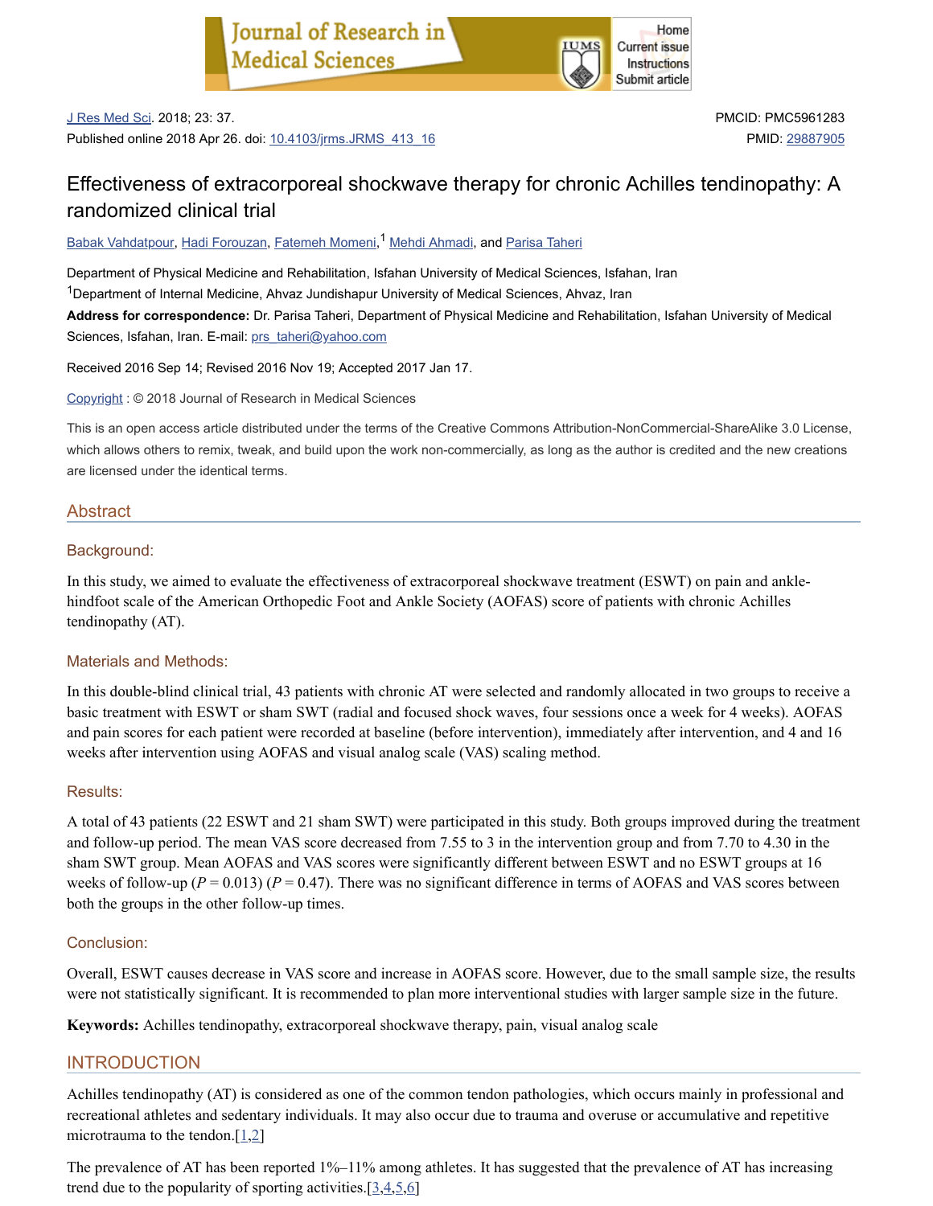J Res Med Sci. 2018; 23: 37.

Published online 2018 Apr 26. doi: 10.4103/jrms.JRMS_413_16

PMCID: PMC5961283

PMID: 29887905

# Effectiveness of extracorporeal shockwave therapy for chronic Achilles tendinopathy: A randomized clinical trial

Babak Vahdatpour, Hadi Forouzan, Fatemeh Momeni,[1] Mehdi Ahmadi, and Parisa Taheri

Department of Physical Medicine and Rehabilitation, Isfahan University of Medical Sciences, Isfahan, Iran

[1]Department of Internal Medicine, Ahvaz Jundishapur University of Medical Sciences, Ahvaz, Iran

**Address for correspondence:** Dr. Parisa Taheri, Department of Physical Medicine and Rehabilitation, Isfahan University of Medical Sciences, Isfahan, Iran. E-mail: prs_taheri@yahoo.com

Received 2016 Sep 14; Revised 2016 Nov 19; Accepted 2017 Jan 17.

Copyright : © 2018 Journal of Research in Medical Sciences

This is an open access article distributed under the terms of the Creative Commons Attribution-NonCommercial-ShareAlike 3.0 License, which allows others to remix, tweak, and build upon the work non-commercially, as long as the author is credited and the new creations are licensed under the identical terms.

## Abstract

### Background:

In this study, we aimed to evaluate the effectiveness of extracorporeal shockwave treatment (ESWT) on pain and ankle-hindfoot scale of the American Orthopedic Foot and Ankle Society (AOFAS) score of patients with chronic Achilles tendinopathy (AT).

### Materials and Methods:

In this double-blind clinical trial, 43 patients with chronic AT were selected and randomly allocated in two groups to receive a basic treatment with ESWT or sham SWT (radial and focused shock waves, four sessions once a week for 4 weeks). AOFAS and pain scores for each patient were recorded at baseline (before intervention), immediately after intervention, and 4 and 16 weeks after intervention using AOFAS and visual analog scale (VAS) scaling method.

### Results:

A total of 43 patients (22 ESWT and 21 sham SWT) were participated in this study. Both groups improved during the treatment and follow-up period. The mean VAS score decreased from 7.55 to 3 in the intervention group and from 7.70 to 4.30 in the sham SWT group. Mean AOFAS and VAS scores were significantly different between ESWT and no ESWT groups at 16 weeks of follow-up ($P = 0.013$) ($P = 0.47$). There was no significant difference in terms of AOFAS and VAS scores between both the groups in the other follow-up times.

### Conclusion:

Overall, ESWT causes decrease in VAS score and increase in AOFAS score. However, due to the small sample size, the results were not statistically significant. It is recommended to plan more interventional studies with larger sample size in the future.

**Keywords:** Achilles tendinopathy, extracorporeal shockwave therapy, pain, visual analog scale

## INTRODUCTION

Achilles tendinopathy (AT) is considered as one of the common tendon pathologies, which occurs mainly in professional and recreational athletes and sedentary individuals. It may also occur due to trauma and overuse or accumulative and repetitive microtrauma to the tendon.[1,2]

The prevalence of AT has been reported 1%–11% among athletes. It has suggested that the prevalence of AT has increasing trend due to the popularity of sporting activities.[3,4,5,6]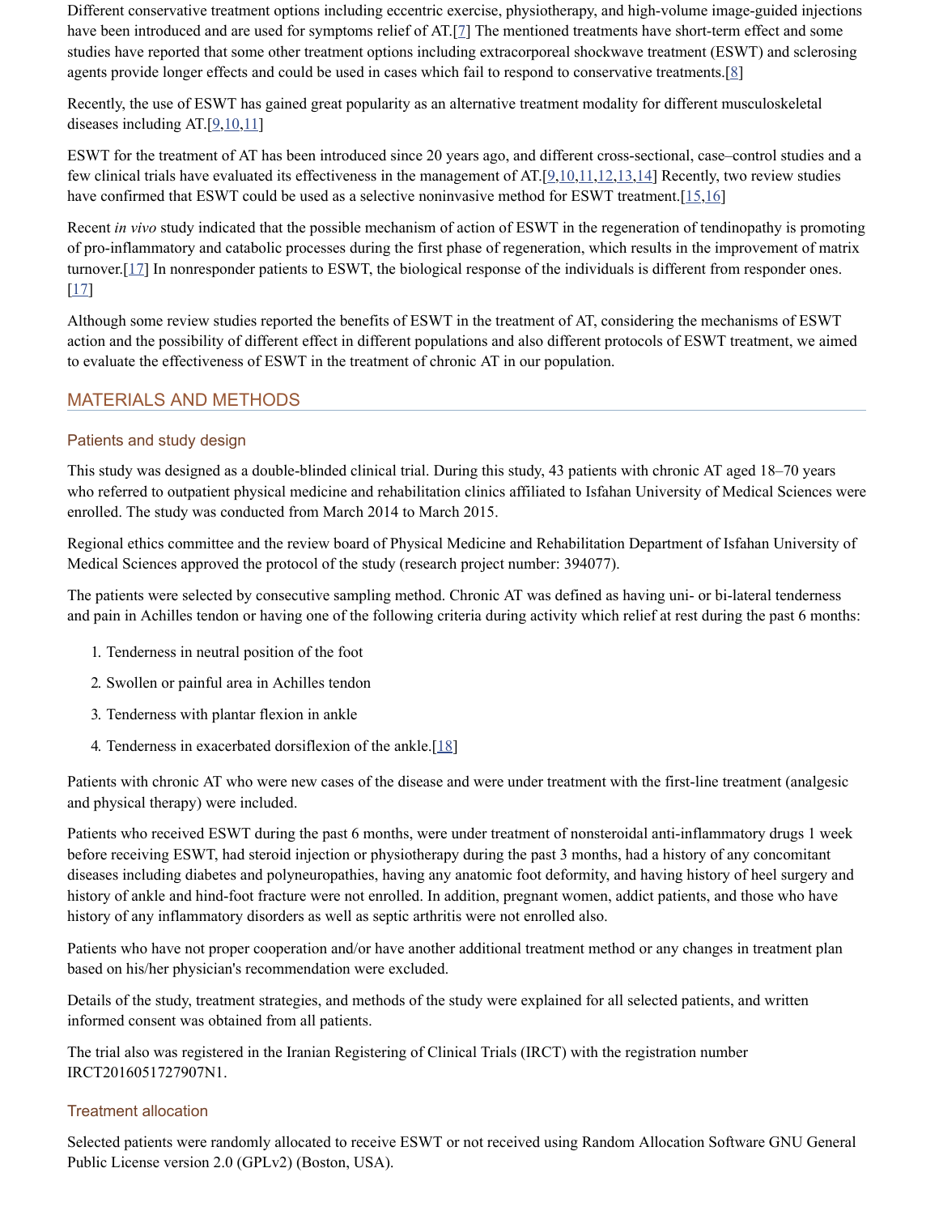Different conservative treatment options including eccentric exercise, physiotherapy, and high-volume image-guided injections have been introduced and are used for symptoms relief of AT.[7] The mentioned treatments have short-term effect and some studies have reported that some other treatment options including extracorporeal shockwave treatment (ESWT) and sclerosing agents provide longer effects and could be used in cases which fail to respond to conservative treatments.[8]

Recently, the use of ESWT has gained great popularity as an alternative treatment modality for different musculoskeletal diseases including AT.[9,10,11]

ESWT for the treatment of AT has been introduced since 20 years ago, and different cross-sectional, case–control studies and a few clinical trials have evaluated its effectiveness in the management of AT.[9,10,11,12,13,14] Recently, two review studies have confirmed that ESWT could be used as a selective noninvasive method for ESWT treatment.[15,16]

Recent *in vivo* study indicated that the possible mechanism of action of ESWT in the regeneration of tendinopathy is promoting of pro-inflammatory and catabolic processes during the first phase of regeneration, which results in the improvement of matrix turnover.[17] In nonresponder patients to ESWT, the biological response of the individuals is different from responder ones.[17]

Although some review studies reported the benefits of ESWT in the treatment of AT, considering the mechanisms of ESWT action and the possibility of different effect in different populations and also different protocols of ESWT treatment, we aimed to evaluate the effectiveness of ESWT in the treatment of chronic AT in our population.

## MATERIALS AND METHODS

### Patients and study design

This study was designed as a double-blinded clinical trial. During this study, 43 patients with chronic AT aged 18–70 years who referred to outpatient physical medicine and rehabilitation clinics affiliated to Isfahan University of Medical Sciences were enrolled. The study was conducted from March 2014 to March 2015.

Regional ethics committee and the review board of Physical Medicine and Rehabilitation Department of Isfahan University of Medical Sciences approved the protocol of the study (research project number: 394077).

The patients were selected by consecutive sampling method. Chronic AT was defined as having uni- or bi-lateral tenderness and pain in Achilles tendon or having one of the following criteria during activity which relief at rest during the past 6 months:

1. Tenderness in neutral position of the foot
2. Swollen or painful area in Achilles tendon
3. Tenderness with plantar flexion in ankle
4. Tenderness in exacerbated dorsiflexion of the ankle.[18]

Patients with chronic AT who were new cases of the disease and were under treatment with the first-line treatment (analgesic and physical therapy) were included.

Patients who received ESWT during the past 6 months, were under treatment of nonsteroidal anti-inflammatory drugs 1 week before receiving ESWT, had steroid injection or physiotherapy during the past 3 months, had a history of any concomitant diseases including diabetes and polyneuropathies, having any anatomic foot deformity, and having history of heel surgery and history of ankle and hind-foot fracture were not enrolled. In addition, pregnant women, addict patients, and those who have history of any inflammatory disorders as well as septic arthritis were not enrolled also.

Patients who have not proper cooperation and/or have another additional treatment method or any changes in treatment plan based on his/her physician's recommendation were excluded.

Details of the study, treatment strategies, and methods of the study were explained for all selected patients, and written informed consent was obtained from all patients.

The trial also was registered in the Iranian Registering of Clinical Trials (IRCT) with the registration number IRCT2016051727907N1.

### Treatment allocation

Selected patients were randomly allocated to receive ESWT or not received using Random Allocation Software GNU General Public License version 2.0 (GPLv2) (Boston, USA).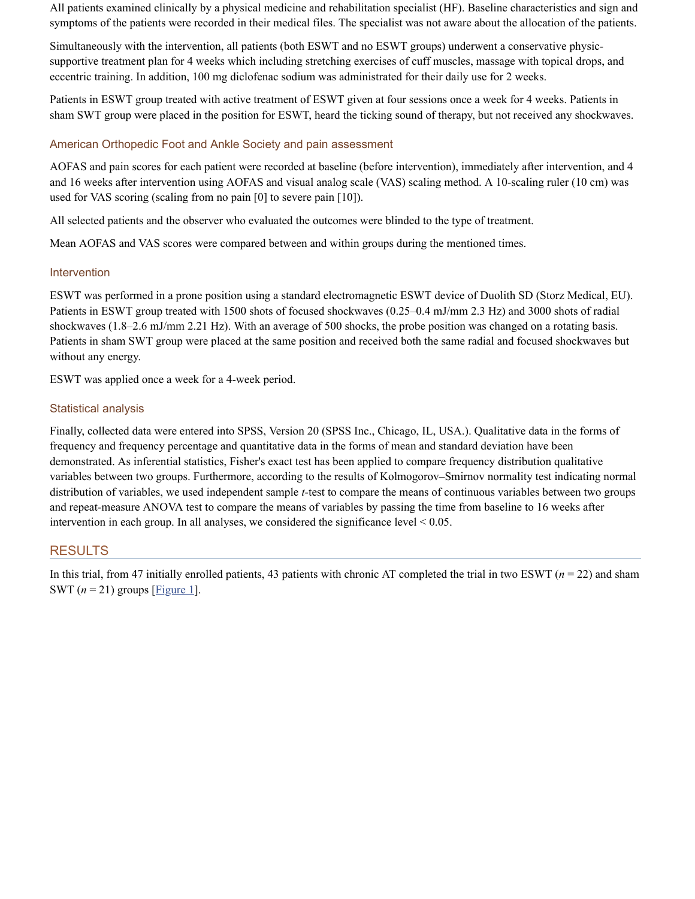All patients examined clinically by a physical medicine and rehabilitation specialist (HF). Baseline characteristics and sign and symptoms of the patients were recorded in their medical files. The specialist was not aware about the allocation of the patients.

Simultaneously with the intervention, all patients (both ESWT and no ESWT groups) underwent a conservative physic-supportive treatment plan for 4 weeks which including stretching exercises of cuff muscles, massage with topical drops, and eccentric training. In addition, 100 mg diclofenac sodium was administrated for their daily use for 2 weeks.

Patients in ESWT group treated with active treatment of ESWT given at four sessions once a week for 4 weeks. Patients in sham SWT group were placed in the position for ESWT, heard the ticking sound of therapy, but not received any shockwaves.

### American Orthopedic Foot and Ankle Society and pain assessment

AOFAS and pain scores for each patient were recorded at baseline (before intervention), immediately after intervention, and 4 and 16 weeks after intervention using AOFAS and visual analog scale (VAS) scaling method. A 10-scaling ruler (10 cm) was used for VAS scoring (scaling from no pain [0] to severe pain [10]).

All selected patients and the observer who evaluated the outcomes were blinded to the type of treatment.

Mean AOFAS and VAS scores were compared between and within groups during the mentioned times.

### Intervention

ESWT was performed in a prone position using a standard electromagnetic ESWT device of Duolith SD (Storz Medical, EU). Patients in ESWT group treated with 1500 shots of focused shockwaves (0.25–0.4 mJ/mm 2.3 Hz) and 3000 shots of radial shockwaves (1.8–2.6 mJ/mm 2.21 Hz). With an average of 500 shocks, the probe position was changed on a rotating basis. Patients in sham SWT group were placed at the same position and received both the same radial and focused shockwaves but without any energy.

ESWT was applied once a week for a 4-week period.

### Statistical analysis

Finally, collected data were entered into SPSS, Version 20 (SPSS Inc., Chicago, IL, USA.). Qualitative data in the forms of frequency and frequency percentage and quantitative data in the forms of mean and standard deviation have been demonstrated. As inferential statistics, Fisher's exact test has been applied to compare frequency distribution qualitative variables between two groups. Furthermore, according to the results of Kolmogorov–Smirnov normality test indicating normal distribution of variables, we used independent sample *t*-test to compare the means of continuous variables between two groups and repeat-measure ANOVA test to compare the means of variables by passing the time from baseline to 16 weeks after intervention in each group. In all analyses, we considered the significance level < 0.05.

## RESULTS

In this trial, from 47 initially enrolled patients, 43 patients with chronic AT completed the trial in two ESWT ($n$ = 22) and sham SWT ($n$ = 21) groups [Figure 1].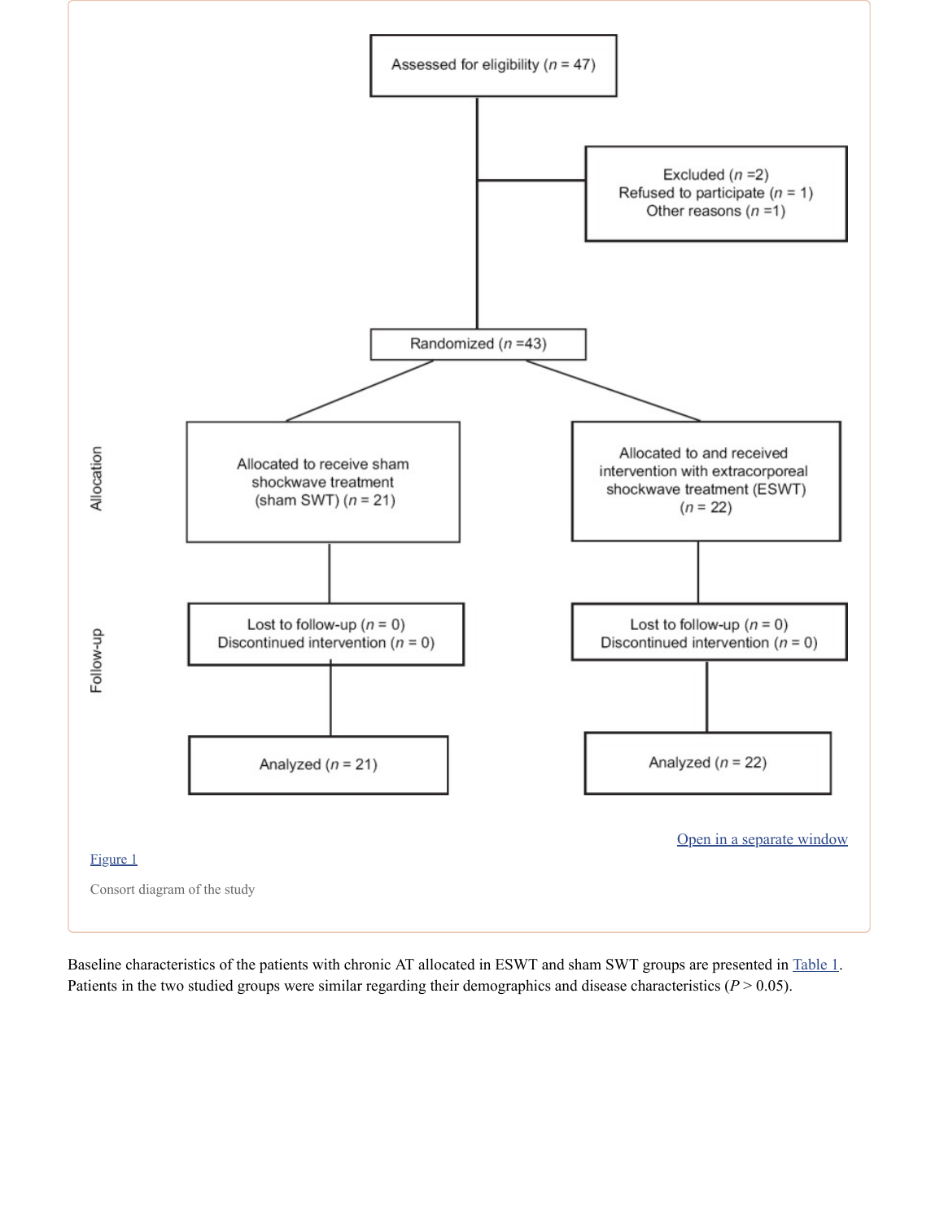Assessed for eligibility ($n$ = 47)

Excluded ($n$ =2)
Refused to participate ($n$ = 1)
Other reasons ($n$ =1)

Randomized ($n$ =43)

**Allocation**

Allocated to receive sham shockwave treatment (sham SWT) ($n$ = 21)

Allocated to and received intervention with extracorporeal shockwave treatment (ESWT) ($n$ = 22)

**Follow-up**

Lost to follow-up ($n$ = 0)
Discontinued intervention ($n$ = 0)

Lost to follow-up ($n$ = 0)
Discontinued intervention ($n$ = 0)

Analyzed ($n$ = 21)

Analyzed ($n$ = 22)

Open in a separate window

Figure 1

Consort diagram of the study

Baseline characteristics of the patients with chronic AT allocated in ESWT and sham SWT groups are presented in Table 1. Patients in the two studied groups were similar regarding their demographics and disease characteristics ($P > 0.05$).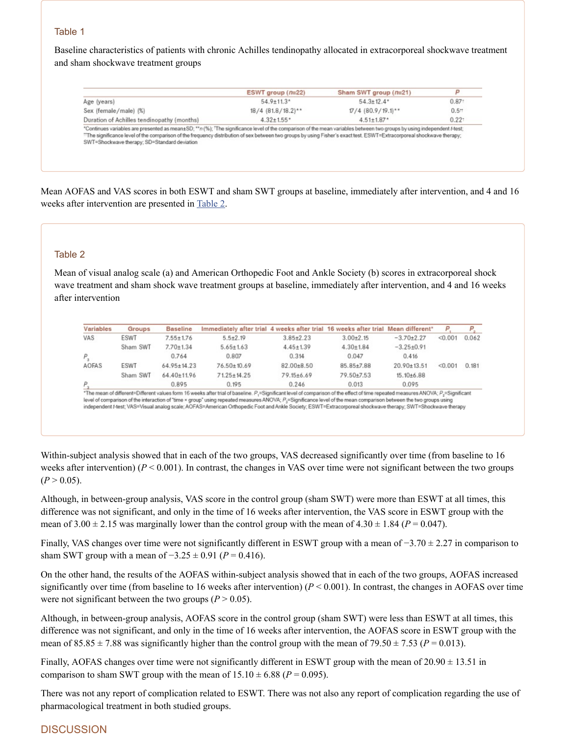### Table 1

Baseline characteristics of patients with chronic Achilles tendinopathy allocated in extracorporeal shockwave treatment and sham shockwave treatment groups

| | ESWT group ($n$=22) | Sham SWT group ($n$=21) | $P$ |
|---|---|---|---|
| Age (years) | 54.9±11.3* | 54.3±12.4* | 0.87† |
| Sex (female/male) (%) | 18/4 (81.8/18.2)** | 17/4 (80.9/19.1)** | 0.5†† |
| Duration of Achilles tendinopathy (months) | 4.32±1.55* | 4.51±1.87* | 0.22† |

*Continues variables are presented as mean±SD; **$n$ (%); †The significance level of the comparison of the mean variables between two groups by using independent $t$-test; ††The significance level of the comparison of the frequency distribution of sex between two groups by using Fisher's exact test. ESWT=Extracorporeal shockwave therapy; SWT=Shockwave therapy; SD=Standard deviation

Mean AOFAS and VAS scores in both ESWT and sham SWT groups at baseline, immediately after intervention, and 4 and 16 weeks after intervention are presented in Table 2.

### Table 2

Mean of visual analog scale (a) and American Orthopedic Foot and Ankle Society (b) scores in extracorporeal shock wave treatment and sham shock wave treatment groups at baseline, immediately after intervention, and 4 and 16 weeks after intervention

| Variables | Groups | Baseline | Immediately after trial | 4 weeks after trial | 16 weeks after trial | Mean different* | $P_1$ | $P_2$ |
|---|---|---|---|---|---|---|---|---|
| VAS | ESWT | 7.55±1.76 | 5.5±2.19 | 3.85±2.23 | 3.00±2.15 | −3.70±2.27 | <0.001 | 0.062 |
| | Sham SWT | 7.70±1.34 | 5.65±1.63 | 4.45±1.39 | 4.30±1.84 | −3.25±0.91 | | |
| $P_3$ | | 0.764 | 0.807 | 0.314 | 0.047 | 0.416 | | |
| AOFAS | ESWT | 64.95±14.23 | 76.50±10.69 | 82.00±8.50 | 85.85±7.88 | 20.90±13.51 | <0.001 | 0.181 |
| | Sham SWT | 64.40±11.96 | 71.25±14.25 | 79.15±6.69 | 79.50±7.53 | 15.10±6.88 | | |
| $P_3$ | | 0.895 | 0.195 | 0.246 | 0.013 | 0.095 | | |

*The mean of different=Different values form 16 weeks after trial of baseline. $P_1$=Significant level of comparison of the effect of time repeated measures ANOVA; $P_2$=Significant level of comparison of the interaction of "time × group" using repeated measures ANOVA; $P_3$=Significance level of the mean comparison between the two groups using independent $t$-test; VAS=Visual analog scale; AOFAS=American Orthopedic Foot and Ankle Society; ESWT=Extracorporeal shockwave therapy; SWT=Shockwave therapy

Within-subject analysis showed that in each of the two groups, VAS decreased significantly over time (from baseline to 16 weeks after intervention) ($P < 0.001$). In contrast, the changes in VAS over time were not significant between the two groups ($P > 0.05$).

Although, in between-group analysis, VAS score in the control group (sham SWT) were more than ESWT at all times, this difference was not significant, and only in the time of 16 weeks after intervention, the VAS score in ESWT group with the mean of 3.00 ± 2.15 was marginally lower than the control group with the mean of 4.30 ± 1.84 ($P = 0.047$).

Finally, VAS changes over time were not significantly different in ESWT group with a mean of −3.70 ± 2.27 in comparison to sham SWT group with a mean of −3.25 ± 0.91 ($P = 0.416$).

On the other hand, the results of the AOFAS within-subject analysis showed that in each of the two groups, AOFAS increased significantly over time (from baseline to 16 weeks after intervention) ($P < 0.001$). In contrast, the changes in AOFAS over time were not significant between the two groups ($P > 0.05$).

Although, in between-group analysis, AOFAS score in the control group (sham SWT) were less than ESWT at all times, this difference was not significant, and only in the time of 16 weeks after intervention, the AOFAS score in ESWT group with the mean of 85.85 ± 7.88 was significantly higher than the control group with the mean of 79.50 ± 7.53 ($P = 0.013$).

Finally, AOFAS changes over time were not significantly different in ESWT group with the mean of 20.90 ± 13.51 in comparison to sham SWT group with the mean of 15.10 ± 6.88 ($P = 0.095$).

There was not any report of complication related to ESWT. There was not also any report of complication regarding the use of pharmacological treatment in both studied groups.

## DISCUSSION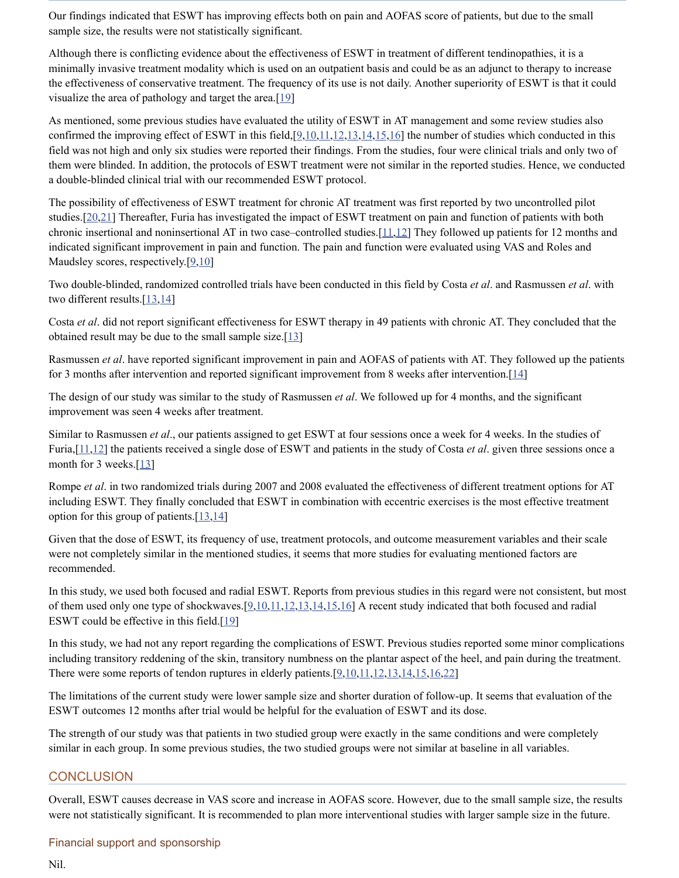Our findings indicated that ESWT has improving effects both on pain and AOFAS score of patients, but due to the small sample size, the results were not statistically significant.

Although there is conflicting evidence about the effectiveness of ESWT in treatment of different tendinopathies, it is a minimally invasive treatment modality which is used on an outpatient basis and could be as an adjunct to therapy to increase the effectiveness of conservative treatment. The frequency of its use is not daily. Another superiority of ESWT is that it could visualize the area of pathology and target the area.[19]

As mentioned, some previous studies have evaluated the utility of ESWT in AT management and some review studies also confirmed the improving effect of ESWT in this field,[9,10,11,12,13,14,15,16] the number of studies which conducted in this field was not high and only six studies were reported their findings. From the studies, four were clinical trials and only two of them were blinded. In addition, the protocols of ESWT treatment were not similar in the reported studies. Hence, we conducted a double-blinded clinical trial with our recommended ESWT protocol.

The possibility of effectiveness of ESWT treatment for chronic AT treatment was first reported by two uncontrolled pilot studies.[20,21] Thereafter, Furia has investigated the impact of ESWT treatment on pain and function of patients with both chronic insertional and noninsertional AT in two case–controlled studies.[11,12] They followed up patients for 12 months and indicated significant improvement in pain and function. The pain and function were evaluated using VAS and Roles and Maudsley scores, respectively.[9,10]

Two double-blinded, randomized controlled trials have been conducted in this field by Costa *et al*. and Rasmussen *et al*. with two different results.[13,14]

Costa *et al*. did not report significant effectiveness for ESWT therapy in 49 patients with chronic AT. They concluded that the obtained result may be due to the small sample size.[13]

Rasmussen *et al*. have reported significant improvement in pain and AOFAS of patients with AT. They followed up the patients for 3 months after intervention and reported significant improvement from 8 weeks after intervention.[14]

The design of our study was similar to the study of Rasmussen *et al*. We followed up for 4 months, and the significant improvement was seen 4 weeks after treatment.

Similar to Rasmussen *et al*., our patients assigned to get ESWT at four sessions once a week for 4 weeks. In the studies of Furia,[11,12] the patients received a single dose of ESWT and patients in the study of Costa *et al*. given three sessions once a month for 3 weeks.[13]

Rompe *et al*. in two randomized trials during 2007 and 2008 evaluated the effectiveness of different treatment options for AT including ESWT. They finally concluded that ESWT in combination with eccentric exercises is the most effective treatment option for this group of patients.[13,14]

Given that the dose of ESWT, its frequency of use, treatment protocols, and outcome measurement variables and their scale were not completely similar in the mentioned studies, it seems that more studies for evaluating mentioned factors are recommended.

In this study, we used both focused and radial ESWT. Reports from previous studies in this regard were not consistent, but most of them used only one type of shockwaves.[9,10,11,12,13,14,15,16] A recent study indicated that both focused and radial ESWT could be effective in this field.[19]

In this study, we had not any report regarding the complications of ESWT. Previous studies reported some minor complications including transitory reddening of the skin, transitory numbness on the plantar aspect of the heel, and pain during the treatment. There were some reports of tendon ruptures in elderly patients.[9,10,11,12,13,14,15,16,22]

The limitations of the current study were lower sample size and shorter duration of follow-up. It seems that evaluation of the ESWT outcomes 12 months after trial would be helpful for the evaluation of ESWT and its dose.

The strength of our study was that patients in two studied group were exactly in the same conditions and were completely similar in each group. In some previous studies, the two studied groups were not similar at baseline in all variables.

## CONCLUSION

Overall, ESWT causes decrease in VAS score and increase in AOFAS score. However, due to the small sample size, the results were not statistically significant. It is recommended to plan more interventional studies with larger sample size in the future.

### Financial support and sponsorship

Nil.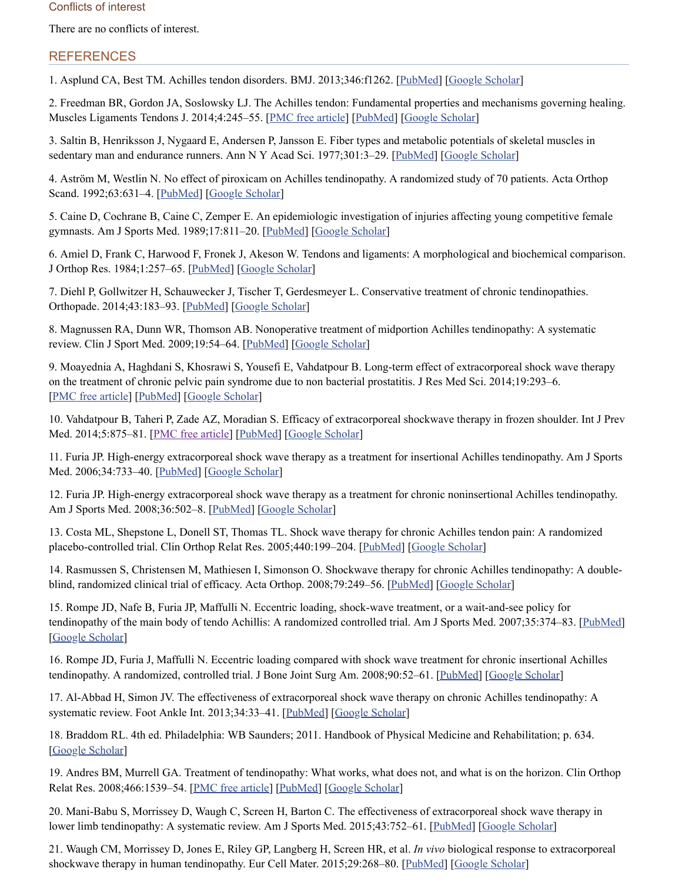## Conflicts of interest

There are no conflicts of interest.

## REFERENCES

1. Asplund CA, Best TM. Achilles tendon disorders. BMJ. 2013;346:f1262. [PubMed] [Google Scholar]

2. Freedman BR, Gordon JA, Soslowsky LJ. The Achilles tendon: Fundamental properties and mechanisms governing healing. Muscles Ligaments Tendons J. 2014;4:245–55. [PMC free article] [PubMed] [Google Scholar]

3. Saltin B, Henriksson J, Nygaard E, Andersen P, Jansson E. Fiber types and metabolic potentials of skeletal muscles in sedentary man and endurance runners. Ann N Y Acad Sci. 1977;301:3–29. [PubMed] [Google Scholar]

4. Aström M, Westlin N. No effect of piroxicam on Achilles tendinopathy. A randomized study of 70 patients. Acta Orthop Scand. 1992;63:631–4. [PubMed] [Google Scholar]

5. Caine D, Cochrane B, Caine C, Zemper E. An epidemiologic investigation of injuries affecting young competitive female gymnasts. Am J Sports Med. 1989;17:811–20. [PubMed] [Google Scholar]

6. Amiel D, Frank C, Harwood F, Fronek J, Akeson W. Tendons and ligaments: A morphological and biochemical comparison. J Orthop Res. 1984;1:257–65. [PubMed] [Google Scholar]

7. Diehl P, Gollwitzer H, Schauwecker J, Tischer T, Gerdesmeyer L. Conservative treatment of chronic tendinopathies. Orthopade. 2014;43:183–93. [PubMed] [Google Scholar]

8. Magnussen RA, Dunn WR, Thomson AB. Nonoperative treatment of midportion Achilles tendinopathy: A systematic review. Clin J Sport Med. 2009;19:54–64. [PubMed] [Google Scholar]

9. Moayednia A, Haghdani S, Khosrawi S, Yousefi E, Vahdatpour B. Long-term effect of extracorporeal shock wave therapy on the treatment of chronic pelvic pain syndrome due to non bacterial prostatitis. J Res Med Sci. 2014;19:293–6. [PMC free article] [PubMed] [Google Scholar]

10. Vahdatpour B, Taheri P, Zade AZ, Moradian S. Efficacy of extracorporeal shockwave therapy in frozen shoulder. Int J Prev Med. 2014;5:875–81. [PMC free article] [PubMed] [Google Scholar]

11. Furia JP. High-energy extracorporeal shock wave therapy as a treatment for insertional Achilles tendinopathy. Am J Sports Med. 2006;34:733–40. [PubMed] [Google Scholar]

12. Furia JP. High-energy extracorporeal shock wave therapy as a treatment for chronic noninsertional Achilles tendinopathy. Am J Sports Med. 2008;36:502–8. [PubMed] [Google Scholar]

13. Costa ML, Shepstone L, Donell ST, Thomas TL. Shock wave therapy for chronic Achilles tendon pain: A randomized placebo-controlled trial. Clin Orthop Relat Res. 2005;440:199–204. [PubMed] [Google Scholar]

14. Rasmussen S, Christensen M, Mathiesen I, Simonson O. Shockwave therapy for chronic Achilles tendinopathy: A double-blind, randomized clinical trial of efficacy. Acta Orthop. 2008;79:249–56. [PubMed] [Google Scholar]

15. Rompe JD, Nafe B, Furia JP, Maffulli N. Eccentric loading, shock-wave treatment, or a wait-and-see policy for tendinopathy of the main body of tendo Achillis: A randomized controlled trial. Am J Sports Med. 2007;35:374–83. [PubMed] [Google Scholar]

16. Rompe JD, Furia J, Maffulli N. Eccentric loading compared with shock wave treatment for chronic insertional Achilles tendinopathy. A randomized, controlled trial. J Bone Joint Surg Am. 2008;90:52–61. [PubMed] [Google Scholar]

17. Al-Abbad H, Simon JV. The effectiveness of extracorporeal shock wave therapy on chronic Achilles tendinopathy: A systematic review. Foot Ankle Int. 2013;34:33–41. [PubMed] [Google Scholar]

18. Braddom RL. 4th ed. Philadelphia: WB Saunders; 2011. Handbook of Physical Medicine and Rehabilitation; p. 634. [Google Scholar]

19. Andres BM, Murrell GA. Treatment of tendinopathy: What works, what does not, and what is on the horizon. Clin Orthop Relat Res. 2008;466:1539–54. [PMC free article] [PubMed] [Google Scholar]

20. Mani-Babu S, Morrissey D, Waugh C, Screen H, Barton C. The effectiveness of extracorporeal shock wave therapy in lower limb tendinopathy: A systematic review. Am J Sports Med. 2015;43:752–61. [PubMed] [Google Scholar]

21. Waugh CM, Morrissey D, Jones E, Riley GP, Langberg H, Screen HR, et al. *In vivo* biological response to extracorporeal shockwave therapy in human tendinopathy. Eur Cell Mater. 2015;29:268–80. [PubMed] [Google Scholar]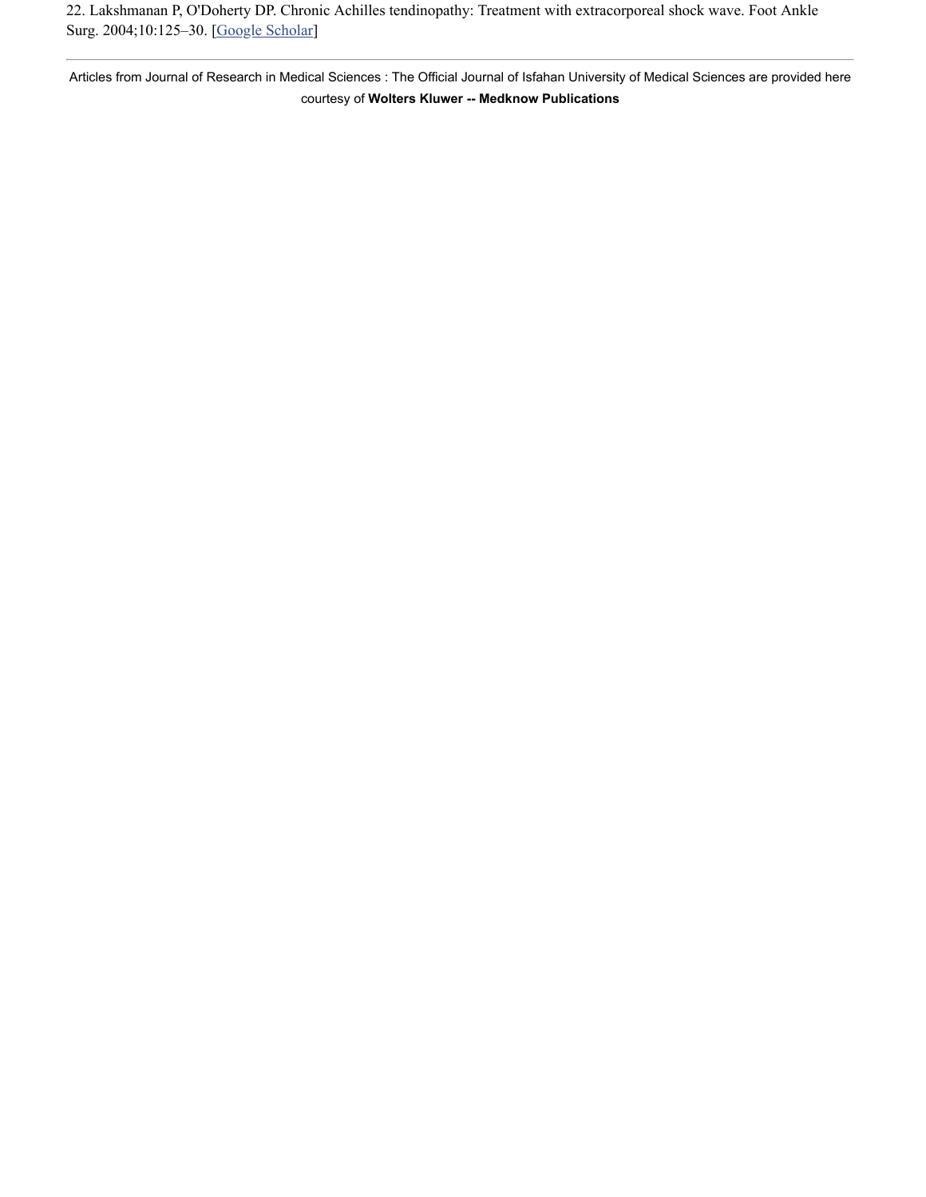22. Lakshmanan P, O'Doherty DP. Chronic Achilles tendinopathy: Treatment with extracorporeal shock wave. Foot Ankle Surg. 2004;10:125–30. [Google Scholar]

---

Articles from Journal of Research in Medical Sciences : The Official Journal of Isfahan University of Medical Sciences are provided here courtesy of **Wolters Kluwer -- Medknow Publications**